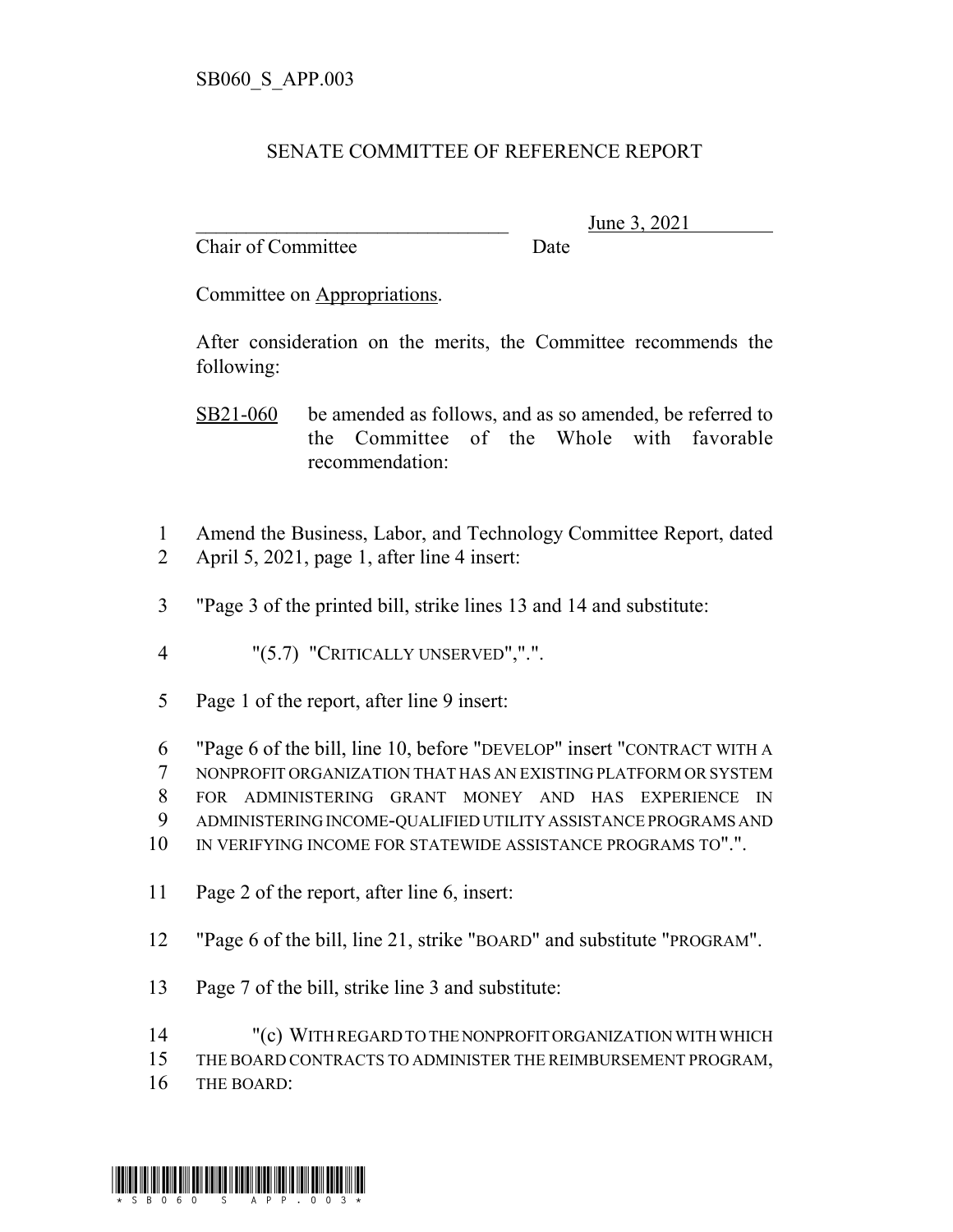SB060_S_APP.003

SENATE COMMITTEE OF REFERENCE REPORT

________________________________ June 3, 2021
Chair of Committee Date

Committee on Appropriations.

After consideration on the merits, the Committee recommends the following:

SB21-060 be amended as follows, and as so amended, be referred to the Committee of the Whole with favorable recommendation:

1 Amend the Business, Labor, and Technology Committee Report, dated
2 April 5, 2021, page 1, after line 4 insert:

3 "Page 3 of the printed bill, strike lines 13 and 14 and substitute:

4 "(5.7) "CRITICALLY UNSERVED",".".

5 Page 1 of the report, after line 9 insert:

6 "Page 6 of the bill, line 10, before "DEVELOP" insert "CONTRACT WITH A
7 NONPROFIT ORGANIZATION THAT HAS AN EXISTING PLATFORM OR SYSTEM
8 FOR ADMINISTERING GRANT MONEY AND HAS EXPERIENCE IN
9 ADMINISTERING INCOME-QUALIFIED UTILITY ASSISTANCE PROGRAMS AND
10 IN VERIFYING INCOME FOR STATEWIDE ASSISTANCE PROGRAMS TO".".

11 Page 2 of the report, after line 6, insert:

12 "Page 6 of the bill, line 21, strike "BOARD" and substitute "PROGRAM".

13 Page 7 of the bill, strike line 3 and substitute:

14 "(c) WITH REGARD TO THE NONPROFIT ORGANIZATION WITH WHICH
15 THE BOARD CONTRACTS TO ADMINISTER THE REIMBURSEMENT PROGRAM,
16 THE BOARD: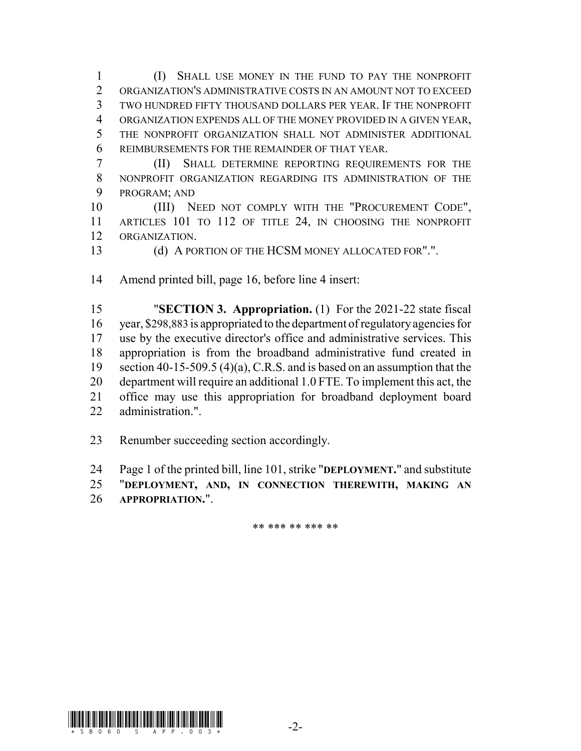(I) SHALL USE MONEY IN THE FUND TO PAY THE NONPROFIT ORGANIZATION'S ADMINISTRATIVE COSTS IN AN AMOUNT NOT TO EXCEED TWO HUNDRED FIFTY THOUSAND DOLLARS PER YEAR. IF THE NONPROFIT ORGANIZATION EXPENDS ALL OF THE MONEY PROVIDED IN A GIVEN YEAR, THE NONPROFIT ORGANIZATION SHALL NOT ADMINISTER ADDITIONAL REIMBURSEMENTS FOR THE REMAINDER OF THAT YEAR.

(II) SHALL DETERMINE REPORTING REQUIREMENTS FOR THE NONPROFIT ORGANIZATION REGARDING ITS ADMINISTRATION OF THE PROGRAM; AND

(III) NEED NOT COMPLY WITH THE "PROCUREMENT CODE", ARTICLES 101 TO 112 OF TITLE 24, IN CHOOSING THE NONPROFIT ORGANIZATION.

(d) A PORTION OF THE HCSM MONEY ALLOCATED FOR".".

Amend printed bill, page 16, before line 4 insert:

"**SECTION 3. Appropriation.** (1) For the 2021-22 state fiscal year, $298,883 is appropriated to the department of regulatory agencies for use by the executive director's office and administrative services. This appropriation is from the broadband administrative fund created in section 40-15-509.5 (4)(a), C.R.S. and is based on an assumption that the department will require an additional 1.0 FTE. To implement this act, the office may use this appropriation for broadband deployment board administration.".

Renumber succeeding section accordingly.

Page 1 of the printed bill, line 101, strike "**DEPLOYMENT.**" and substitute "**DEPLOYMENT, AND, IN CONNECTION THEREWITH, MAKING AN APPROPRIATION.**".

** *** ** *** **